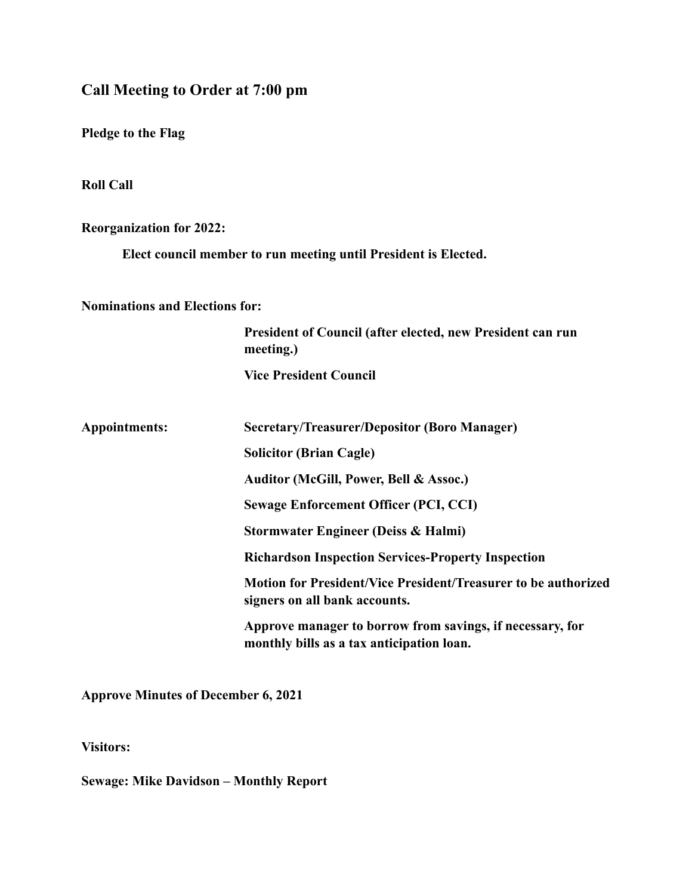## Call Meeting to Order at 7:00 pm

**Pledge to the Flag**

**Roll Call**

**Reorganization for 2022:**

**Elect council member to run meeting until President is Elected.**

**Nominations and Elections for:**

- **President of Council (after elected, new President can run meeting.)**
- **Vice President Council**

**Appointments:**

- **Secretary/Treasurer/Depositor (Boro Manager)**
- **Solicitor (Brian Cagle)**
- **Auditor (McGill, Power, Bell & Assoc.)**
- **Sewage Enforcement Officer (PCI, CCI)**
- **Stormwater Engineer (Deiss & Halmi)**
- **Richardson Inspection Services-Property Inspection**
- **Motion for President/Vice President/Treasurer to be authorized signers on all bank accounts.**
- **Approve manager to borrow from savings, if necessary, for monthly bills as a tax anticipation loan.**

**Approve Minutes of December 6, 2021**

**Visitors:**

**Sewage: Mike Davidson – Monthly Report**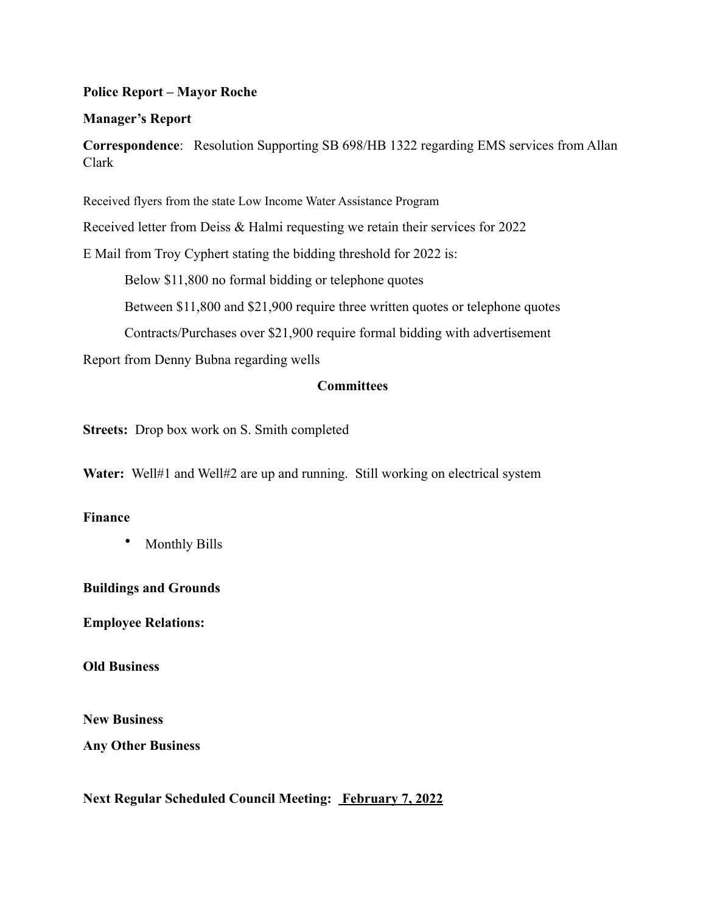**Police Report – Mayor Roche**

**Manager's Report**

**Correspondence**: Resolution Supporting SB 698/HB 1322 regarding EMS services from Allan Clark

Received flyers from the state Low Income Water Assistance Program

Received letter from Deiss & Halmi requesting we retain their services for 2022

E Mail from Troy Cyphert stating the bidding threshold for 2022 is:

Below $11,800 no formal bidding or telephone quotes

Between $11,800 and $21,900 require three written quotes or telephone quotes

Contracts/Purchases over $21,900 require formal bidding with advertisement

Report from Denny Bubna regarding wells

## Committees

**Streets:** Drop box work on S. Smith completed

**Water:** Well#1 and Well#2 are up and running. Still working on electrical system

**Finance**

- Monthly Bills

**Buildings and Grounds**

**Employee Relations:**

**Old Business**

**New Business**

**Any Other Business**

**Next Regular Scheduled Council Meeting: February 7, 2022**